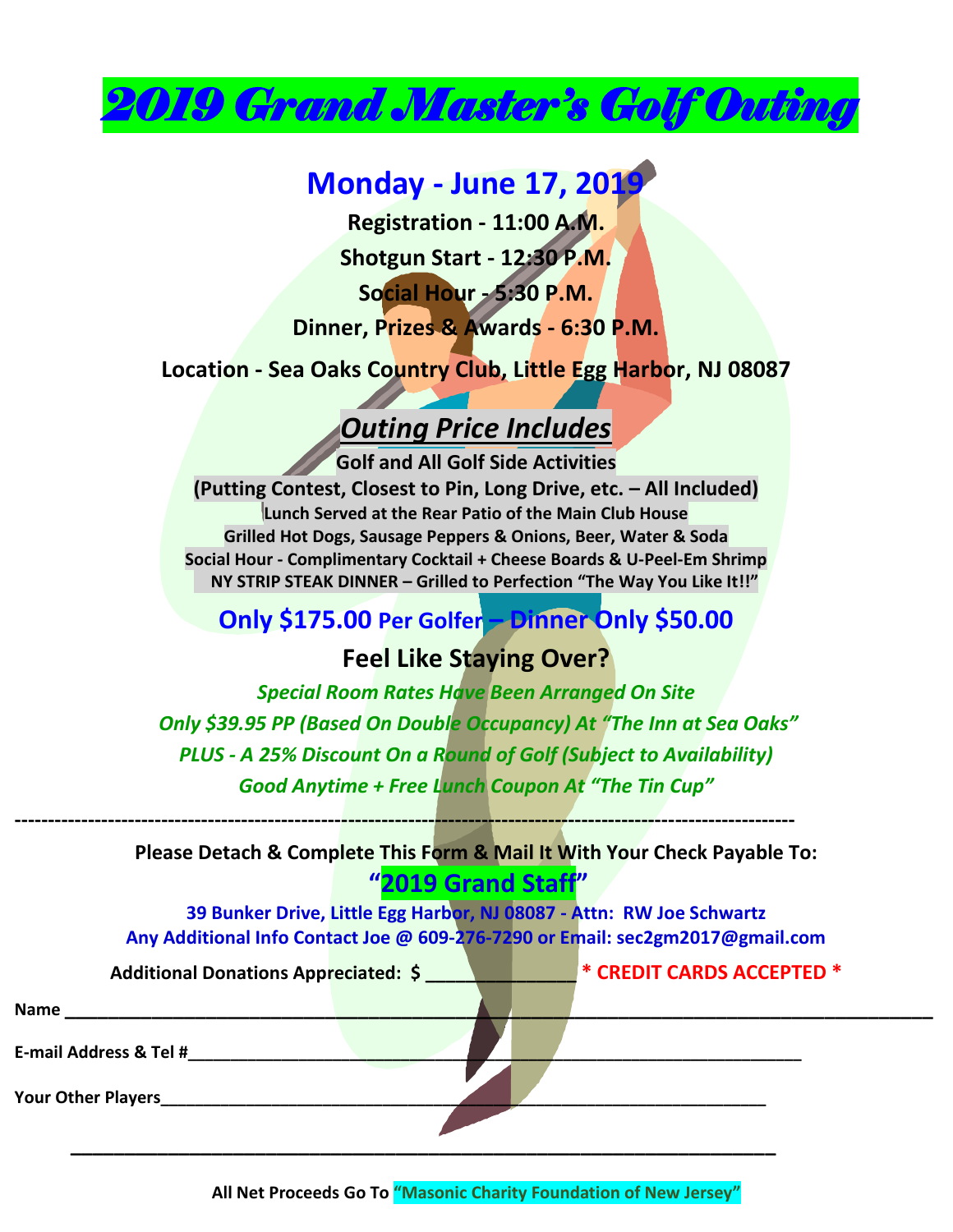# *2019 Grand Master's Golf Outing*

## Monday - June 17, 2019

**Registration - 11:00 A.M.**

**Shotgun Start - 12:30 P.M.**

**Social Hour - 5:30 P.M.**

**Dinner, Prizes & Awards - 6:30 P.M.**

**Location - Sea Oaks Country Club, Little Egg Harbor, NJ 08087**

## *Outing Price Includes*

**Golf and All Golf Side Activities**

**(Putting Contest, Closest to Pin, Long Drive, etc. – All Included)**

**Lunch Served at the Rear Patio of the Main Club House**

**Grilled Hot Dogs, Sausage Peppers & Onions, Beer, Water & Soda**

**Social Hour - Complimentary Cocktail + Cheese Boards & U-Peel-Em Shrimp**

**NY STRIP STEAK DINNER – Grilled to Perfection "The Way You Like It!!"**

## Only $175.00 Per Golfer – Dinner Only $50.00

### Feel Like Staying Over?

***Special Room Rates Have Been Arranged On Site***

***Only $39.95 PP (Based On Double Occupancy) At "The Inn at Sea Oaks"***

***PLUS - A 25% Discount On a Round of Golf (Subject to Availability)***

***Good Anytime + Free Lunch Coupon At "The Tin Cup"***

---

**Please Detach & Complete This Form & Mail It With Your Check Payable To:**

**"2019 Grand Staff"**

**39 Bunker Drive, Little Egg Harbor, NJ 08087 - Attn: RW Joe Schwartz**

**Any Additional Info Contact Joe @ 609-276-7290 or Email: sec2gm2017@gmail.com**

**Additional Donations Appreciated: $ _______________** **\* CREDIT CARDS ACCEPTED \***

**Name** ________________________________________________________________________________

**E-mail Address & Tel #**______________________________________________________________

**Your Other Players**_________________________________________________________________

______________________________________________________________________________

**All Net Proceeds Go To "Masonic Charity Foundation of New Jersey"**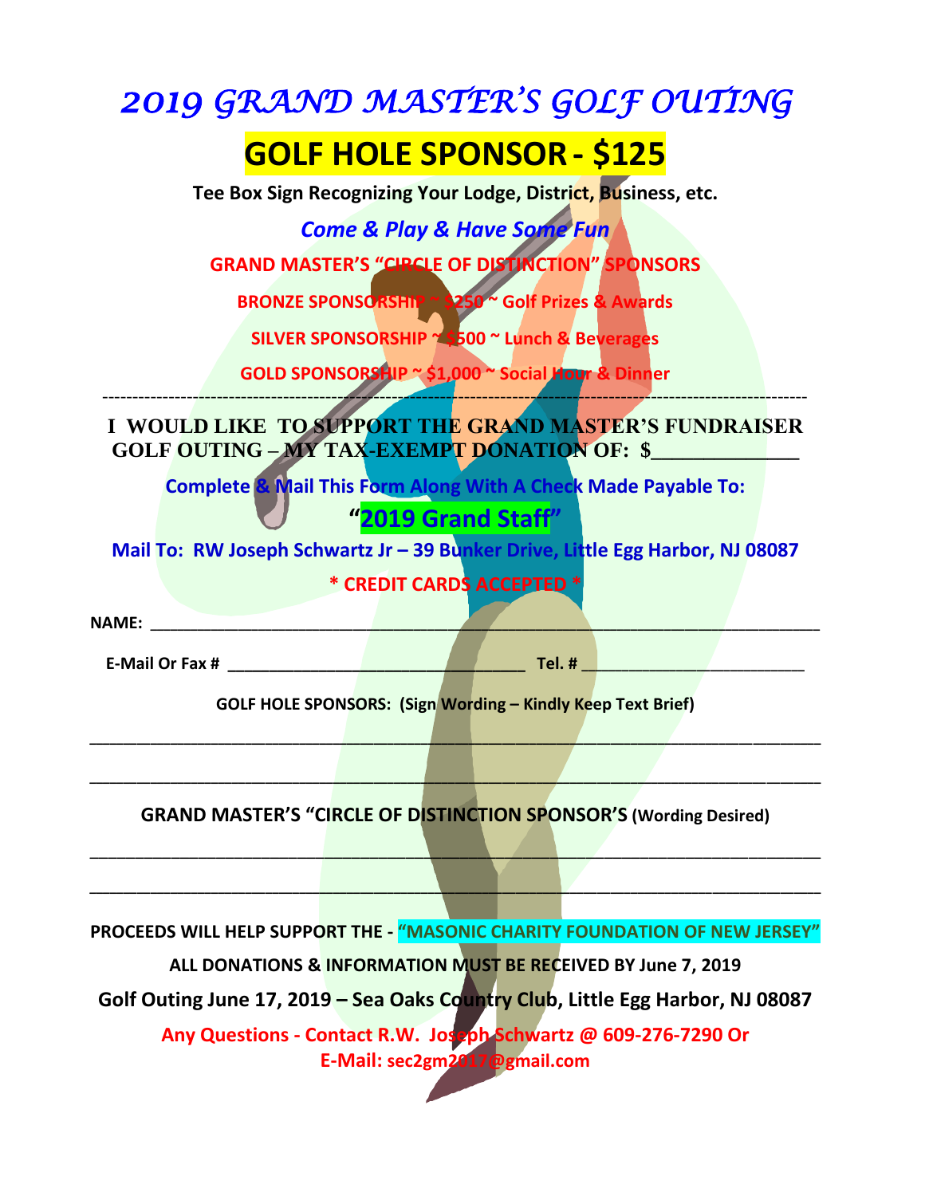# *2019 GRAND MASTER'S GOLF OUTING*

## GOLF HOLE SPONSOR - $125

**Tee Box Sign Recognizing Your Lodge, District, Business, etc.**

***Come & Play & Have Some Fun***

**GRAND MASTER'S "CIRCLE OF DISTINCTION" SPONSORS**

**BRONZE SPONSORSHIP ~ $250 ~ Golf Prizes & Awards**

**SILVER SPONSORSHIP ~ $500 ~ Lunch & Beverages**

**GOLD SPONSORSHIP ~ $1,000 ~ Social Hour & Dinner**

---

**I WOULD LIKE TO SUPPORT THE GRAND MASTER'S FUNDRAISER GOLF OUTING – MY TAX-EXEMPT DONATION OF: $______________**

**Complete & Mail This Form Along With A Check Made Payable To:**

**"2019 Grand Staff"**

**Mail To: RW Joseph Schwartz Jr – 39 Bunker Drive, Little Egg Harbor, NJ 08087**

**\* CREDIT CARDS ACCEPTED \***

**NAME:** ______________________________________________________________________________

**E-Mail Or Fax #** __________________________________ **Tel. #** _________________________

**GOLF HOLE SPONSORS: (Sign Wording – Kindly Keep Text Brief)**

______________________________________________________________________________

______________________________________________________________________________

**GRAND MASTER'S "CIRCLE OF DISTINCTION SPONSOR'S (Wording Desired)**

______________________________________________________________________________

______________________________________________________________________________

**PROCEEDS WILL HELP SUPPORT THE - "MASONIC CHARITY FOUNDATION OF NEW JERSEY"**

**ALL DONATIONS & INFORMATION MUST BE RECEIVED BY June 7, 2019**

**Golf Outing June 17, 2019 – Sea Oaks Country Club, Little Egg Harbor, NJ 08087**

**Any Questions - Contact R.W. Joseph Schwartz @ 609-276-7290 Or E-Mail: sec2gm2017@gmail.com**